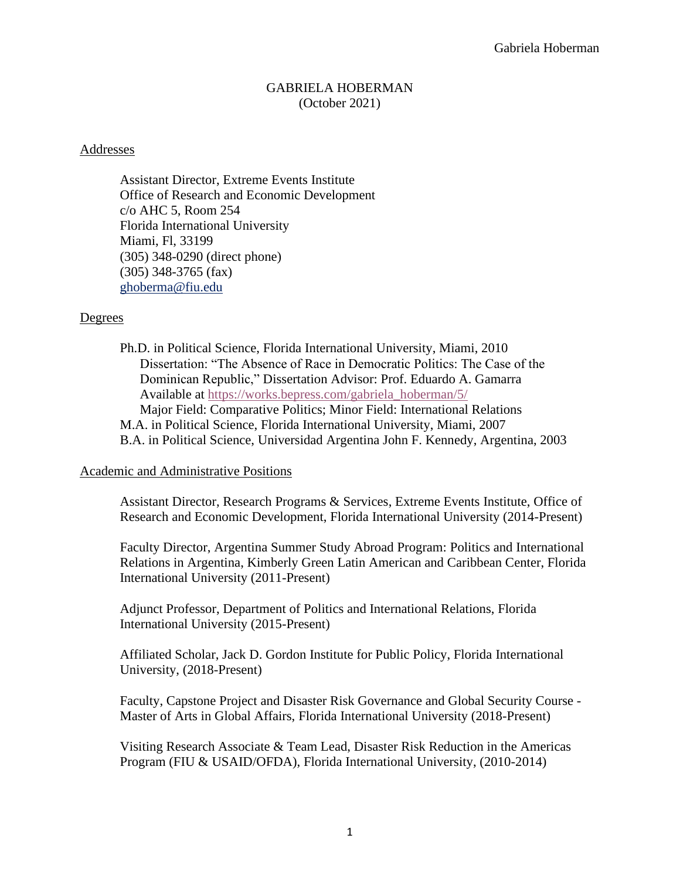# GABRIELA HOBERMAN
(October 2021)

## Addresses

Assistant Director, Extreme Events Institute
Office of Research and Economic Development
c/o AHC 5, Room 254
Florida International University
Miami, Fl, 33199
(305) 348-0290 (direct phone)
(305) 348-3765 (fax)
ghoberma@fiu.edu

## Degrees

Ph.D. in Political Science, Florida International University, Miami, 2010
Dissertation: "The Absence of Race in Democratic Politics: The Case of the Dominican Republic," Dissertation Advisor: Prof. Eduardo A. Gamarra
Available at https://works.bepress.com/gabriela_hoberman/5/
Major Field: Comparative Politics; Minor Field: International Relations

M.A. in Political Science, Florida International University, Miami, 2007

B.A. in Political Science, Universidad Argentina John F. Kennedy, Argentina, 2003

## Academic and Administrative Positions

Assistant Director, Research Programs & Services, Extreme Events Institute, Office of Research and Economic Development, Florida International University (2014-Present)

Faculty Director, Argentina Summer Study Abroad Program: Politics and International Relations in Argentina, Kimberly Green Latin American and Caribbean Center, Florida International University (2011-Present)

Adjunct Professor, Department of Politics and International Relations, Florida International University (2015-Present)

Affiliated Scholar, Jack D. Gordon Institute for Public Policy, Florida International University, (2018-Present)

Faculty, Capstone Project and Disaster Risk Governance and Global Security Course - Master of Arts in Global Affairs, Florida International University (2018-Present)

Visiting Research Associate & Team Lead, Disaster Risk Reduction in the Americas Program (FIU & USAID/OFDA), Florida International University, (2010-2014)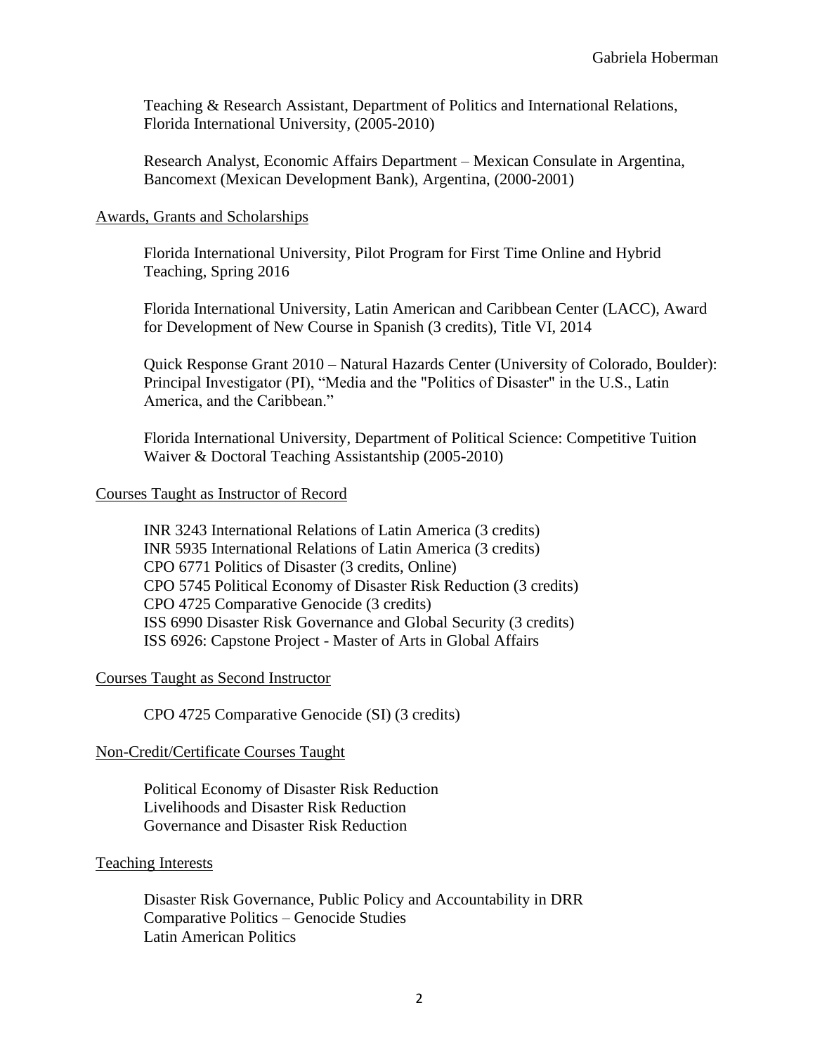Teaching & Research Assistant, Department of Politics and International Relations, Florida International University, (2005-2010)

Research Analyst, Economic Affairs Department – Mexican Consulate in Argentina, Bancomext (Mexican Development Bank), Argentina, (2000-2001)

## Awards, Grants and Scholarships

Florida International University, Pilot Program for First Time Online and Hybrid Teaching, Spring 2016

Florida International University, Latin American and Caribbean Center (LACC), Award for Development of New Course in Spanish (3 credits), Title VI, 2014

Quick Response Grant 2010 – Natural Hazards Center (University of Colorado, Boulder): Principal Investigator (PI), "Media and the "Politics of Disaster" in the U.S., Latin America, and the Caribbean."

Florida International University, Department of Political Science: Competitive Tuition Waiver & Doctoral Teaching Assistantship (2005-2010)

## Courses Taught as Instructor of Record

INR 3243 International Relations of Latin America (3 credits)
INR 5935 International Relations of Latin America (3 credits)
CPO 6771 Politics of Disaster (3 credits, Online)
CPO 5745 Political Economy of Disaster Risk Reduction (3 credits)
CPO 4725 Comparative Genocide (3 credits)
ISS 6990 Disaster Risk Governance and Global Security (3 credits)
ISS 6926: Capstone Project - Master of Arts in Global Affairs

## Courses Taught as Second Instructor

CPO 4725 Comparative Genocide (SI) (3 credits)

## Non-Credit/Certificate Courses Taught

Political Economy of Disaster Risk Reduction
Livelihoods and Disaster Risk Reduction
Governance and Disaster Risk Reduction

## Teaching Interests

Disaster Risk Governance, Public Policy and Accountability in DRR
Comparative Politics – Genocide Studies
Latin American Politics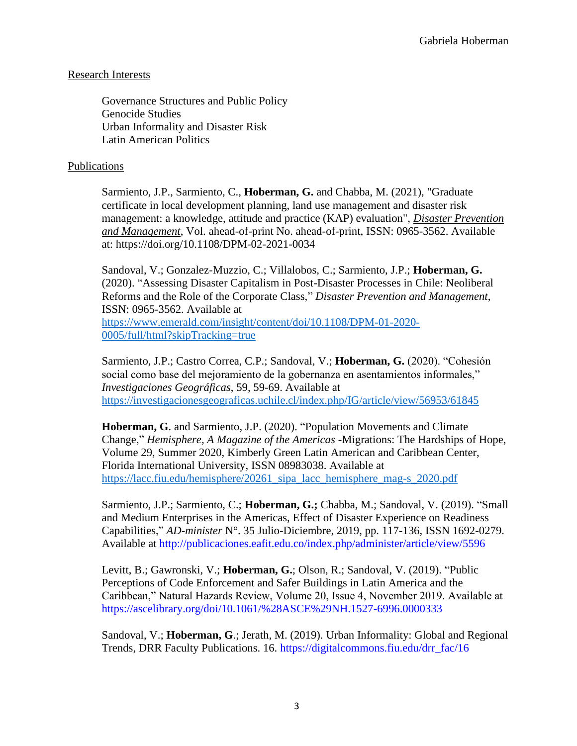## Research Interests

Governance Structures and Public Policy
Genocide Studies
Urban Informality and Disaster Risk
Latin American Politics

## Publications

Sarmiento, J.P., Sarmiento, C., **Hoberman, G.** and Chabba, M. (2021), "Graduate certificate in local development planning, land use management and disaster risk management: a knowledge, attitude and practice (KAP) evaluation", ***Disaster Prevention and Management***, Vol. ahead-of-print No. ahead-of-print, ISSN: 0965-3562. Available at: https://doi.org/10.1108/DPM-02-2021-0034

Sandoval, V.; Gonzalez-Muzzio, C.; Villalobos, C.; Sarmiento, J.P.; **Hoberman, G.** (2020). "Assessing Disaster Capitalism in Post-Disaster Processes in Chile: Neoliberal Reforms and the Role of the Corporate Class," *Disaster Prevention and Management*, ISSN: 0965-3562. Available at https://www.emerald.com/insight/content/doi/10.1108/DPM-01-2020-0005/full/html?skipTracking=true

Sarmiento, J.P.; Castro Correa, C.P.; Sandoval, V.; **Hoberman, G.** (2020). "Cohesión social como base del mejoramiento de la gobernanza en asentamientos informales," *Investigaciones Geográficas*, 59, 59-69. Available at https://investigacionesgeograficas.uchile.cl/index.php/IG/article/view/56953/61845

**Hoberman, G**. and Sarmiento, J.P. (2020). "Population Movements and Climate Change," *Hemisphere, A Magazine of the Americas* -Migrations: The Hardships of Hope, Volume 29, Summer 2020, Kimberly Green Latin American and Caribbean Center, Florida International University, ISSN 08983038. Available at https://lacc.fiu.edu/hemisphere/20261_sipa_lacc_hemisphere_mag-s_2020.pdf

Sarmiento, J.P.; Sarmiento, C.; **Hoberman, G.;** Chabba, M.; Sandoval, V. (2019). "Small and Medium Enterprises in the Americas, Effect of Disaster Experience on Readiness Capabilities," *AD-minister* N°. 35 Julio-Diciembre, 2019, pp. 117-136, ISSN 1692-0279. Available at http://publicaciones.eafit.edu.co/index.php/administer/article/view/5596

Levitt, B.; Gawronski, V.; **Hoberman, G.**; Olson, R.; Sandoval, V. (2019). "Public Perceptions of Code Enforcement and Safer Buildings in Latin America and the Caribbean," Natural Hazards Review, Volume 20, Issue 4, November 2019. Available at https://ascelibrary.org/doi/10.1061/%28ASCE%29NH.1527-6996.0000333

Sandoval, V.; **Hoberman, G**.; Jerath, M. (2019). Urban Informality: Global and Regional Trends, DRR Faculty Publications. 16. https://digitalcommons.fiu.edu/drr_fac/16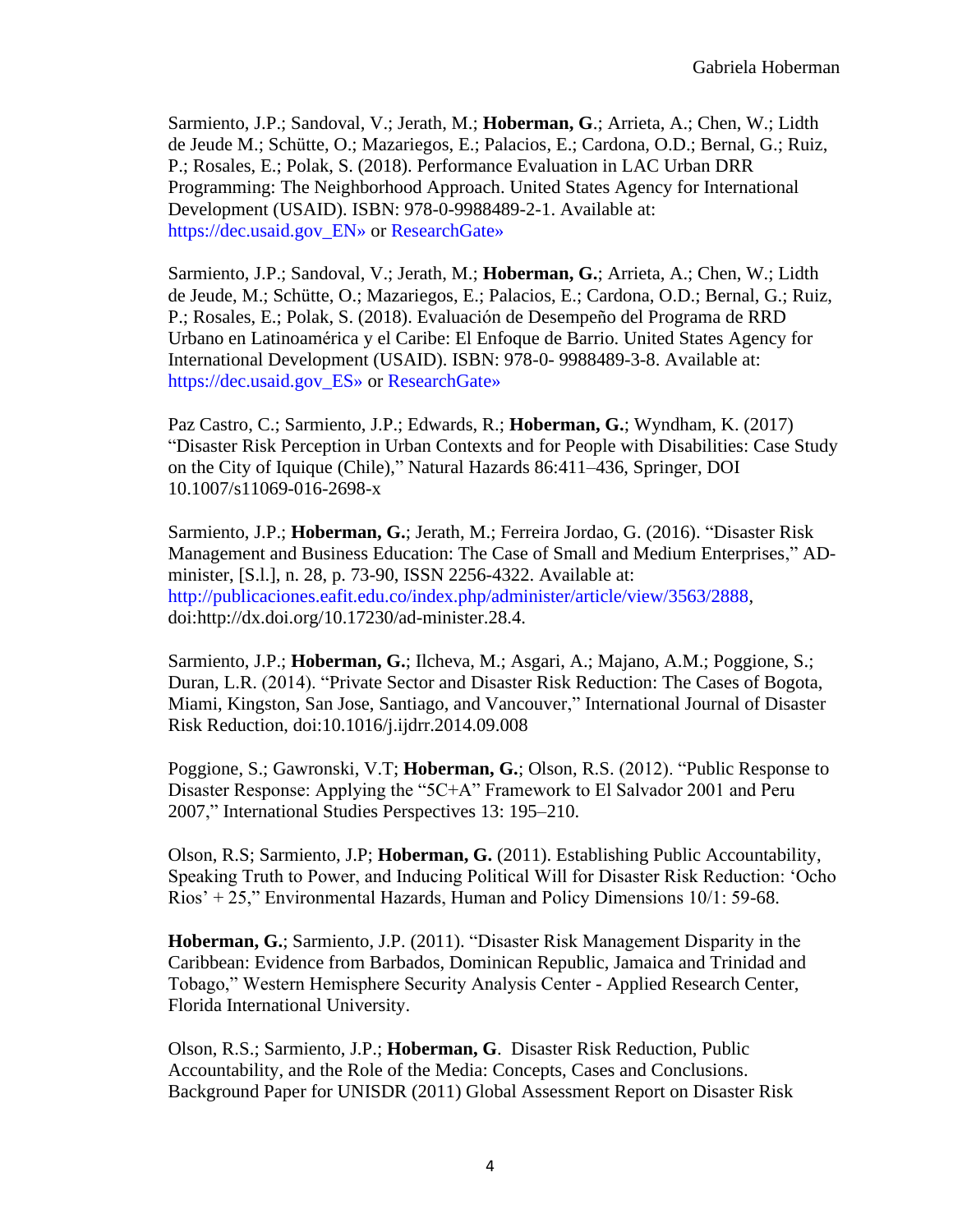Sarmiento, J.P.; Sandoval, V.; Jerath, M.; **Hoberman, G**.; Arrieta, A.; Chen, W.; Lidth de Jeude M.; Schütte, O.; Mazariegos, E.; Palacios, E.; Cardona, O.D.; Bernal, G.; Ruiz, P.; Rosales, E.; Polak, S. (2018). Performance Evaluation in LAC Urban DRR Programming: The Neighborhood Approach. United States Agency for International Development (USAID). ISBN: 978-0-9988489-2-1. Available at: https://dec.usaid.gov_EN» or ResearchGate»

Sarmiento, J.P.; Sandoval, V.; Jerath, M.; **Hoberman, G.**; Arrieta, A.; Chen, W.; Lidth de Jeude, M.; Schütte, O.; Mazariegos, E.; Palacios, E.; Cardona, O.D.; Bernal, G.; Ruiz, P.; Rosales, E.; Polak, S. (2018). Evaluación de Desempeño del Programa de RRD Urbano en Latinoamérica y el Caribe: El Enfoque de Barrio. United States Agency for International Development (USAID). ISBN: 978-0- 9988489-3-8. Available at: https://dec.usaid.gov_ES» or ResearchGate»

Paz Castro, C.; Sarmiento, J.P.; Edwards, R.; **Hoberman, G.**; Wyndham, K. (2017) "Disaster Risk Perception in Urban Contexts and for People with Disabilities: Case Study on the City of Iquique (Chile)," Natural Hazards 86:411–436, Springer, DOI 10.1007/s11069-016-2698-x

Sarmiento, J.P.; **Hoberman, G.**; Jerath, M.; Ferreira Jordao, G. (2016). "Disaster Risk Management and Business Education: The Case of Small and Medium Enterprises," AD-minister, [S.l.], n. 28, p. 73-90, ISSN 2256-4322. Available at: http://publicaciones.eafit.edu.co/index.php/administer/article/view/3563/2888, doi:http://dx.doi.org/10.17230/ad-minister.28.4.

Sarmiento, J.P.; **Hoberman, G.**; Ilcheva, M.; Asgari, A.; Majano, A.M.; Poggione, S.; Duran, L.R. (2014). "Private Sector and Disaster Risk Reduction: The Cases of Bogota, Miami, Kingston, San Jose, Santiago, and Vancouver," International Journal of Disaster Risk Reduction, doi:10.1016/j.ijdrr.2014.09.008

Poggione, S.; Gawronski, V.T; **Hoberman, G.**; Olson, R.S. (2012). "Public Response to Disaster Response: Applying the "5C+A" Framework to El Salvador 2001 and Peru 2007," International Studies Perspectives 13: 195–210.

Olson, R.S; Sarmiento, J.P; **Hoberman, G.** (2011). Establishing Public Accountability, Speaking Truth to Power, and Inducing Political Will for Disaster Risk Reduction: 'Ocho Rios' + 25," Environmental Hazards, Human and Policy Dimensions 10/1: 59-68.

**Hoberman, G.**; Sarmiento, J.P. (2011). "Disaster Risk Management Disparity in the Caribbean: Evidence from Barbados, Dominican Republic, Jamaica and Trinidad and Tobago," Western Hemisphere Security Analysis Center - Applied Research Center, Florida International University.

Olson, R.S.; Sarmiento, J.P.; **Hoberman, G**. Disaster Risk Reduction, Public Accountability, and the Role of the Media: Concepts, Cases and Conclusions. Background Paper for UNISDR (2011) Global Assessment Report on Disaster Risk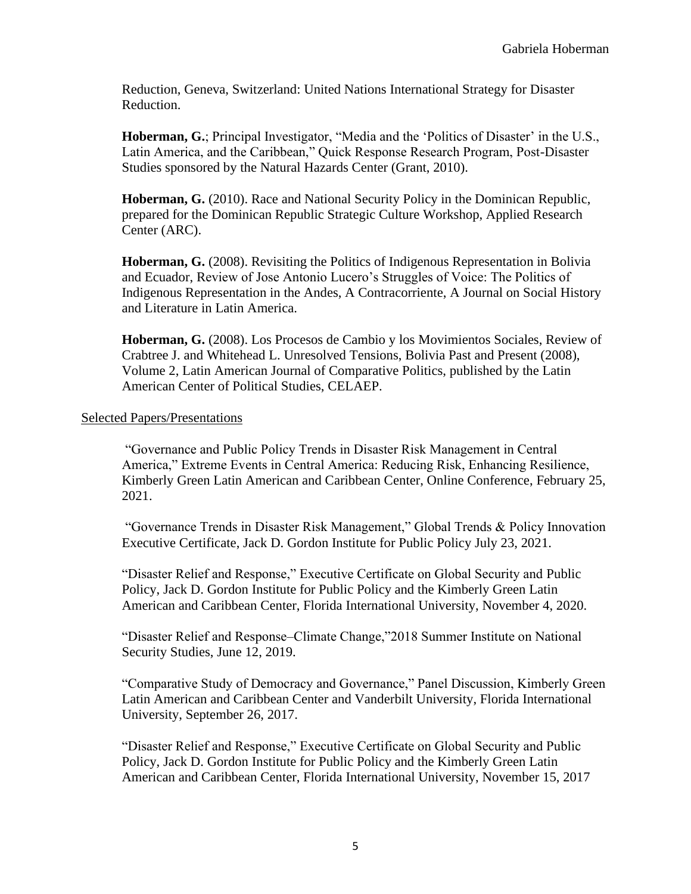Reduction, Geneva, Switzerland: United Nations International Strategy for Disaster Reduction.

**Hoberman, G.**; Principal Investigator, "Media and the 'Politics of Disaster' in the U.S., Latin America, and the Caribbean," Quick Response Research Program, Post-Disaster Studies sponsored by the Natural Hazards Center (Grant, 2010).

**Hoberman, G.** (2010). Race and National Security Policy in the Dominican Republic, prepared for the Dominican Republic Strategic Culture Workshop, Applied Research Center (ARC).

**Hoberman, G.** (2008). Revisiting the Politics of Indigenous Representation in Bolivia and Ecuador, Review of Jose Antonio Lucero's Struggles of Voice: The Politics of Indigenous Representation in the Andes, A Contracorriente, A Journal on Social History and Literature in Latin America.

**Hoberman, G.** (2008). Los Procesos de Cambio y los Movimientos Sociales, Review of Crabtree J. and Whitehead L. Unresolved Tensions, Bolivia Past and Present (2008), Volume 2, Latin American Journal of Comparative Politics, published by the Latin American Center of Political Studies, CELAEP.

Selected Papers/Presentations

"Governance and Public Policy Trends in Disaster Risk Management in Central America," Extreme Events in Central America: Reducing Risk, Enhancing Resilience, Kimberly Green Latin American and Caribbean Center, Online Conference, February 25, 2021.

"Governance Trends in Disaster Risk Management," Global Trends & Policy Innovation Executive Certificate, Jack D. Gordon Institute for Public Policy July 23, 2021.

"Disaster Relief and Response," Executive Certificate on Global Security and Public Policy, Jack D. Gordon Institute for Public Policy and the Kimberly Green Latin American and Caribbean Center, Florida International University, November 4, 2020.

"Disaster Relief and Response–Climate Change,"2018 Summer Institute on National Security Studies, June 12, 2019.

"Comparative Study of Democracy and Governance," Panel Discussion, Kimberly Green Latin American and Caribbean Center and Vanderbilt University, Florida International University, September 26, 2017.

"Disaster Relief and Response," Executive Certificate on Global Security and Public Policy, Jack D. Gordon Institute for Public Policy and the Kimberly Green Latin American and Caribbean Center, Florida International University, November 15, 2017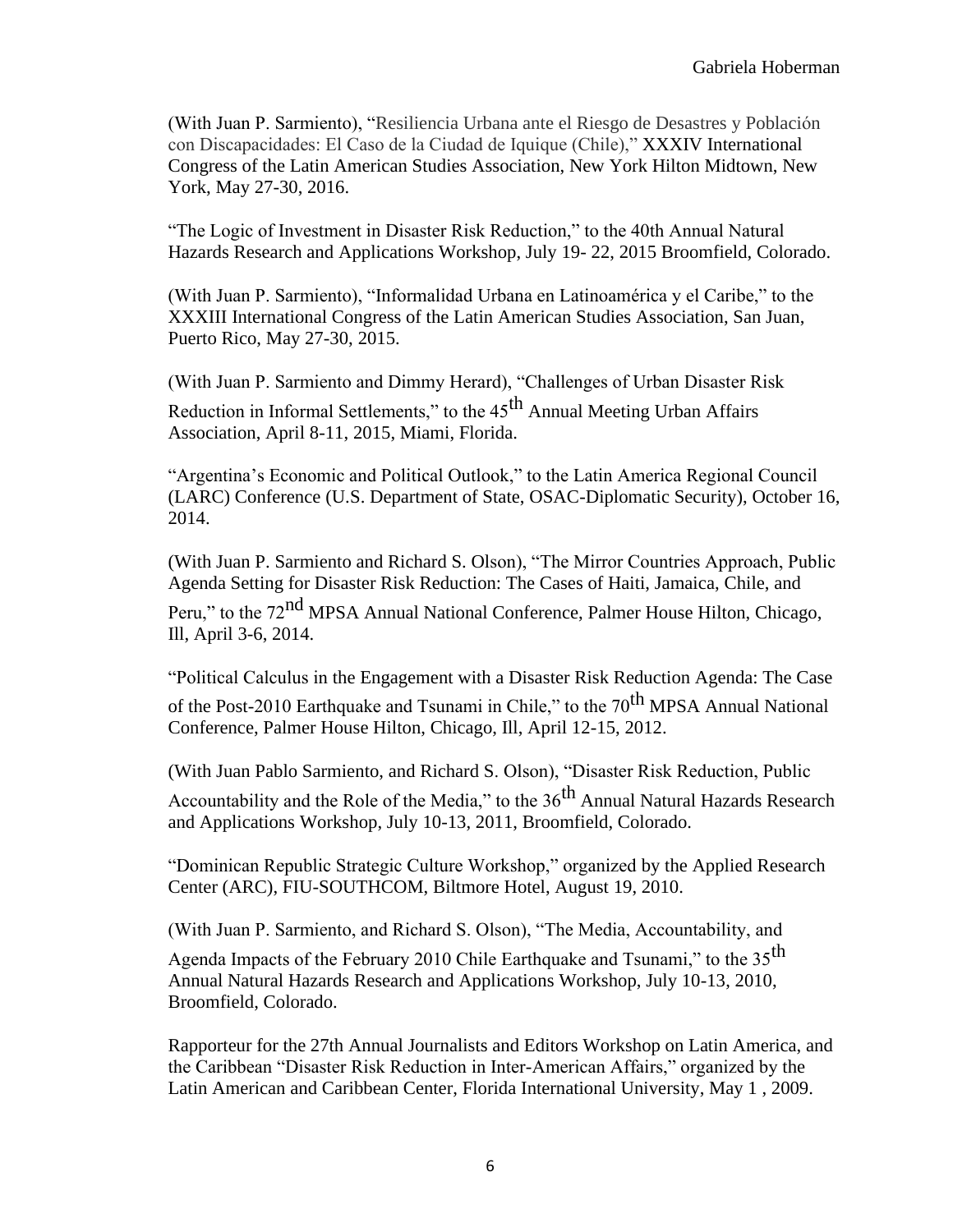(With Juan P. Sarmiento), "Resiliencia Urbana ante el Riesgo de Desastres y Población con Discapacidades: El Caso de la Ciudad de Iquique (Chile)," XXXIV International Congress of the Latin American Studies Association, New York Hilton Midtown, New York, May 27-30, 2016.

"The Logic of Investment in Disaster Risk Reduction," to the 40th Annual Natural Hazards Research and Applications Workshop, July 19- 22, 2015 Broomfield, Colorado.

(With Juan P. Sarmiento), "Informalidad Urbana en Latinoamérica y el Caribe," to the XXXIII International Congress of the Latin American Studies Association, San Juan, Puerto Rico, May 27-30, 2015.

(With Juan P. Sarmiento and Dimmy Herard), "Challenges of Urban Disaster Risk Reduction in Informal Settlements," to the 45th Annual Meeting Urban Affairs Association, April 8-11, 2015, Miami, Florida.

"Argentina's Economic and Political Outlook," to the Latin America Regional Council (LARC) Conference (U.S. Department of State, OSAC-Diplomatic Security), October 16, 2014.

(With Juan P. Sarmiento and Richard S. Olson), "The Mirror Countries Approach, Public Agenda Setting for Disaster Risk Reduction: The Cases of Haiti, Jamaica, Chile, and Peru," to the 72nd MPSA Annual National Conference, Palmer House Hilton, Chicago, Ill, April 3-6, 2014.

"Political Calculus in the Engagement with a Disaster Risk Reduction Agenda: The Case of the Post-2010 Earthquake and Tsunami in Chile," to the 70th MPSA Annual National Conference, Palmer House Hilton, Chicago, Ill, April 12-15, 2012.

(With Juan Pablo Sarmiento, and Richard S. Olson), "Disaster Risk Reduction, Public Accountability and the Role of the Media," to the 36th Annual Natural Hazards Research and Applications Workshop, July 10-13, 2011, Broomfield, Colorado.

"Dominican Republic Strategic Culture Workshop," organized by the Applied Research Center (ARC), FIU-SOUTHCOM, Biltmore Hotel, August 19, 2010.

(With Juan P. Sarmiento, and Richard S. Olson), "The Media, Accountability, and Agenda Impacts of the February 2010 Chile Earthquake and Tsunami," to the 35th Annual Natural Hazards Research and Applications Workshop, July 10-13, 2010, Broomfield, Colorado.

Rapporteur for the 27th Annual Journalists and Editors Workshop on Latin America, and the Caribbean "Disaster Risk Reduction in Inter-American Affairs," organized by the Latin American and Caribbean Center, Florida International University, May 1 , 2009.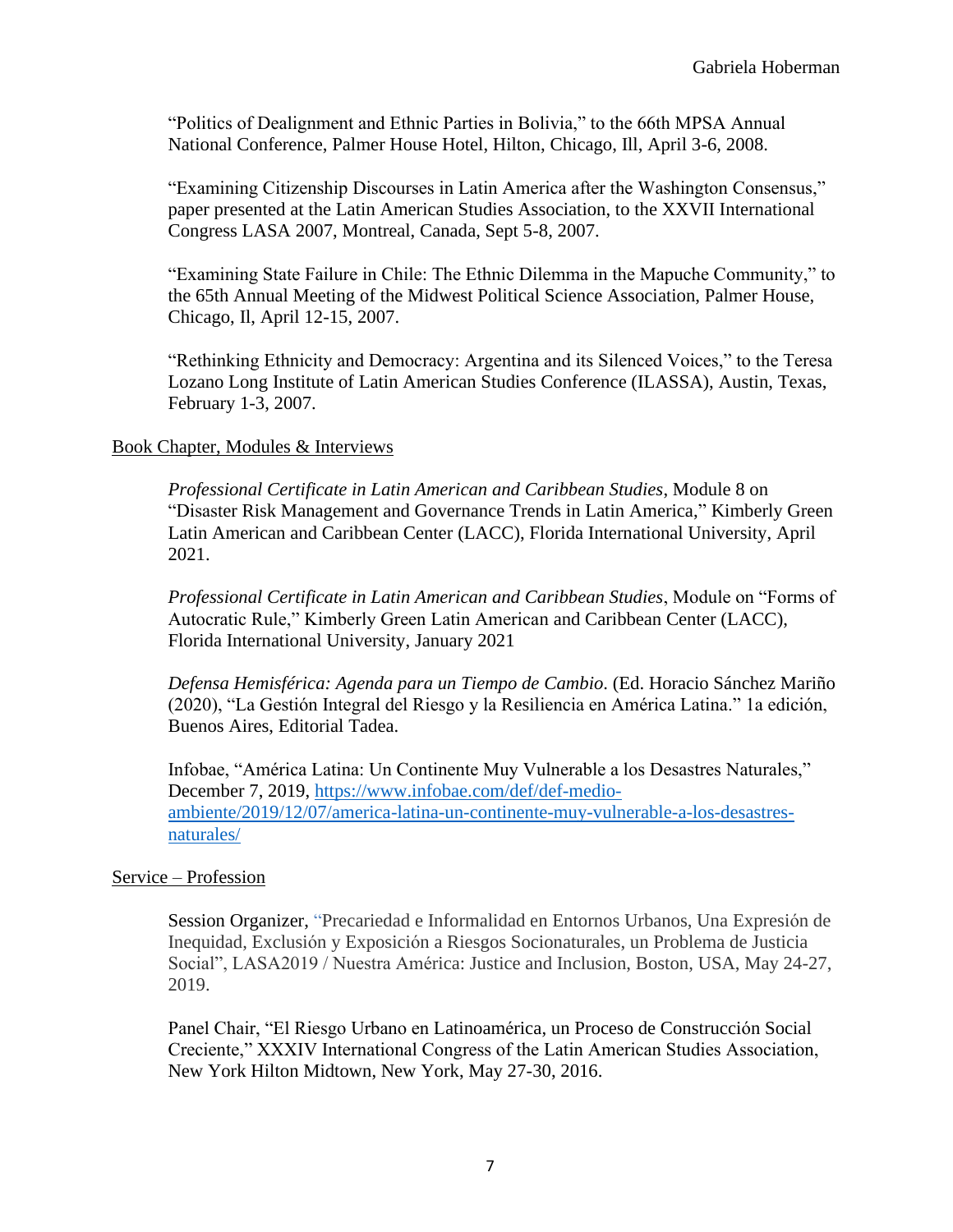"Politics of Dealignment and Ethnic Parties in Bolivia," to the 66th MPSA Annual National Conference, Palmer House Hotel, Hilton, Chicago, Ill, April 3-6, 2008.

"Examining Citizenship Discourses in Latin America after the Washington Consensus," paper presented at the Latin American Studies Association, to the XXVII International Congress LASA 2007, Montreal, Canada, Sept 5-8, 2007.

"Examining State Failure in Chile: The Ethnic Dilemma in the Mapuche Community," to the 65th Annual Meeting of the Midwest Political Science Association, Palmer House, Chicago, Il, April 12-15, 2007.

"Rethinking Ethnicity and Democracy: Argentina and its Silenced Voices," to the Teresa Lozano Long Institute of Latin American Studies Conference (ILASSA), Austin, Texas, February 1-3, 2007.

## Book Chapter, Modules & Interviews

*Professional Certificate in Latin American and Caribbean Studies*, Module 8 on "Disaster Risk Management and Governance Trends in Latin America," Kimberly Green Latin American and Caribbean Center (LACC), Florida International University, April 2021.

*Professional Certificate in Latin American and Caribbean Studies*, Module on "Forms of Autocratic Rule," Kimberly Green Latin American and Caribbean Center (LACC), Florida International University, January 2021

*Defensa Hemisférica: Agenda para un Tiempo de Cambio*. (Ed. Horacio Sánchez Mariño (2020), "La Gestión Integral del Riesgo y la Resiliencia en América Latina." 1a edición, Buenos Aires, Editorial Tadea.

Infobae, "América Latina: Un Continente Muy Vulnerable a los Desastres Naturales," December 7, 2019, https://www.infobae.com/def/def-medio-ambiente/2019/12/07/america-latina-un-continente-muy-vulnerable-a-los-desastres-naturales/

## Service – Profession

Session Organizer, "Precariedad e Informalidad en Entornos Urbanos, Una Expresión de Inequidad, Exclusión y Exposición a Riesgos Socionaturales, un Problema de Justicia Social", LASA2019 / Nuestra América: Justice and Inclusion, Boston, USA, May 24-27, 2019.

Panel Chair, "El Riesgo Urbano en Latinoamérica, un Proceso de Construcción Social Creciente," XXXIV International Congress of the Latin American Studies Association, New York Hilton Midtown, New York, May 27-30, 2016.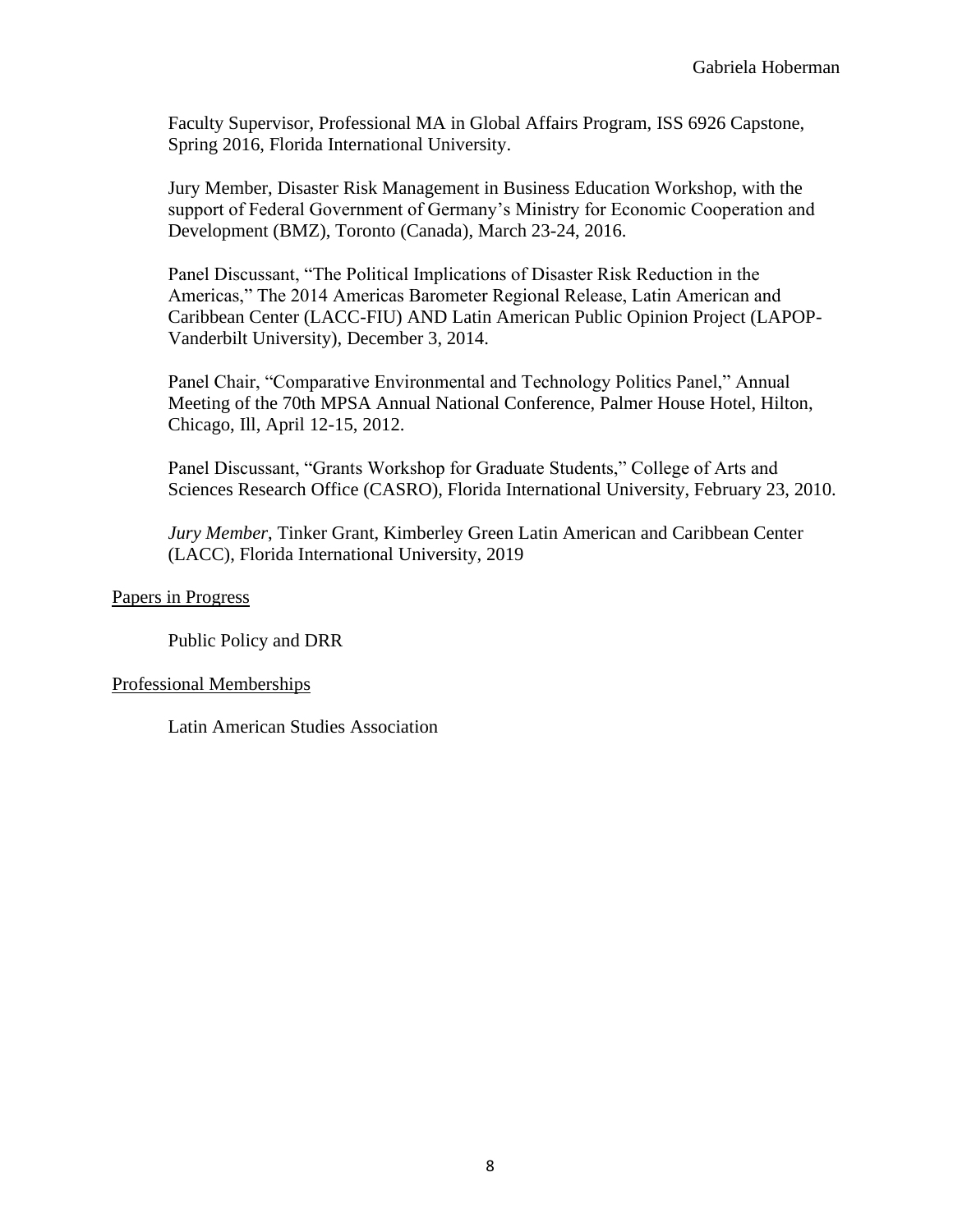Faculty Supervisor, Professional MA in Global Affairs Program, ISS 6926 Capstone, Spring 2016, Florida International University.

Jury Member, Disaster Risk Management in Business Education Workshop, with the support of Federal Government of Germany's Ministry for Economic Cooperation and Development (BMZ), Toronto (Canada), March 23-24, 2016.

Panel Discussant, "The Political Implications of Disaster Risk Reduction in the Americas," The 2014 Americas Barometer Regional Release, Latin American and Caribbean Center (LACC-FIU) AND Latin American Public Opinion Project (LAPOP-Vanderbilt University), December 3, 2014.

Panel Chair, "Comparative Environmental and Technology Politics Panel," Annual Meeting of the 70th MPSA Annual National Conference, Palmer House Hotel, Hilton, Chicago, Ill, April 12-15, 2012.

Panel Discussant, "Grants Workshop for Graduate Students," College of Arts and Sciences Research Office (CASRO), Florida International University, February 23, 2010.

*Jury Member*, Tinker Grant, Kimberley Green Latin American and Caribbean Center (LACC), Florida International University, 2019

<u>Papers in Progress</u>

Public Policy and DRR

<u>Professional Memberships</u>

Latin American Studies Association